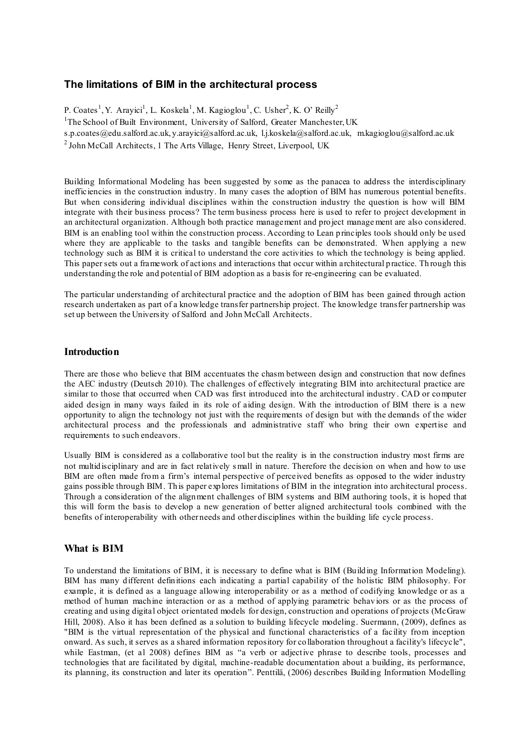# The limitations of BIM in the architectural process

P. Coates[1], Y. Arayici[1], L. Koskela[1], M. Kagioglou[1], C. Usher[2], K. O' Reilly[2]

[1]The School of Built Environment, University of Salford, Greater Manchester, UK

s.p.coates@edu.salford.ac.uk, y.arayici@salford.ac.uk, l.j.koskela@salford.ac.uk, m.kagioglou@salford.ac.uk

[2] John McCall Architects, 1 The Arts Village, Henry Street, Liverpool, UK

Building Informational Modeling has been suggested by some as the panacea to address the interdisciplinary inefficiencies in the construction industry. In many cases the adoption of BIM has numerous potential benefits. But when considering individual disciplines within the construction industry the question is how will BIM integrate with their business process? The term business process here is used to refer to project development in an architectural organization. Although both practice management and project management are also considered. BIM is an enabling tool within the construction process. According to Lean principles tools should only be used where they are applicable to the tasks and tangible benefits can be demonstrated. When applying a new technology such as BIM it is critical to understand the core activities to which the technology is being applied. This paper sets out a framework of actions and interactions that occur within architectural practice. Through this understanding the role and potential of BIM adoption as a basis for re-engineering can be evaluated.

The particular understanding of architectural practice and the adoption of BIM has been gained through action research undertaken as part of a knowledge transfer partnership project. The knowledge transfer partnership was set up between the University of Salford and John McCall Architects.

## Introduction

There are those who believe that BIM accentuates the chasm between design and construction that now defines the AEC industry (Deutsch 2010). The challenges of effectively integrating BIM into architectural practice are similar to those that occurred when CAD was first introduced into the architectural industry. CAD or computer aided design in many ways failed in its role of aiding design. With the introduction of BIM there is a new opportunity to align the technology not just with the requirements of design but with the demands of the wider architectural process and the professionals and administrative staff who bring their own expertise and requirements to such endeavors.

Usually BIM is considered as a collaborative tool but the reality is in the construction industry most firms are not multidisciplinary and are in fact relatively small in nature. Therefore the decision on when and how to use BIM are often made from a firm's internal perspective of perceived benefits as opposed to the wider industry gains possible through BIM. This paper explores limitations of BIM in the integration into architectural process. Through a consideration of the alignment challenges of BIM systems and BIM authoring tools, it is hoped that this will form the basis to develop a new generation of better aligned architectural tools combined with the benefits of interoperability with other needs and other disciplines within the building life cycle process.

## What is BIM

To understand the limitations of BIM, it is necessary to define what is BIM (Building Information Modeling). BIM has many different definitions each indicating a partial capability of the holistic BIM philosophy. For example, it is defined as a language allowing interoperability or as a method of codifying knowledge or as a method of human machine interaction or as a method of applying parametric behaviors or as the process of creating and using digital object orientated models for design, construction and operations of projects (McGraw Hill, 2008). Also it has been defined as a solution to building lifecycle modeling. Suermann, (2009), defines as "BIM is the virtual representation of the physical and functional characteristics of a facility from inception onward. As such, it serves as a shared information repository for collaboration throughout a facility's lifecycle", while Eastman, (et al 2008) defines BIM as "a verb or adjective phrase to describe tools, processes and technologies that are facilitated by digital, machine-readable documentation about a building, its performance, its planning, its construction and later its operation". Penttilä, (2006) describes Building Information Modelling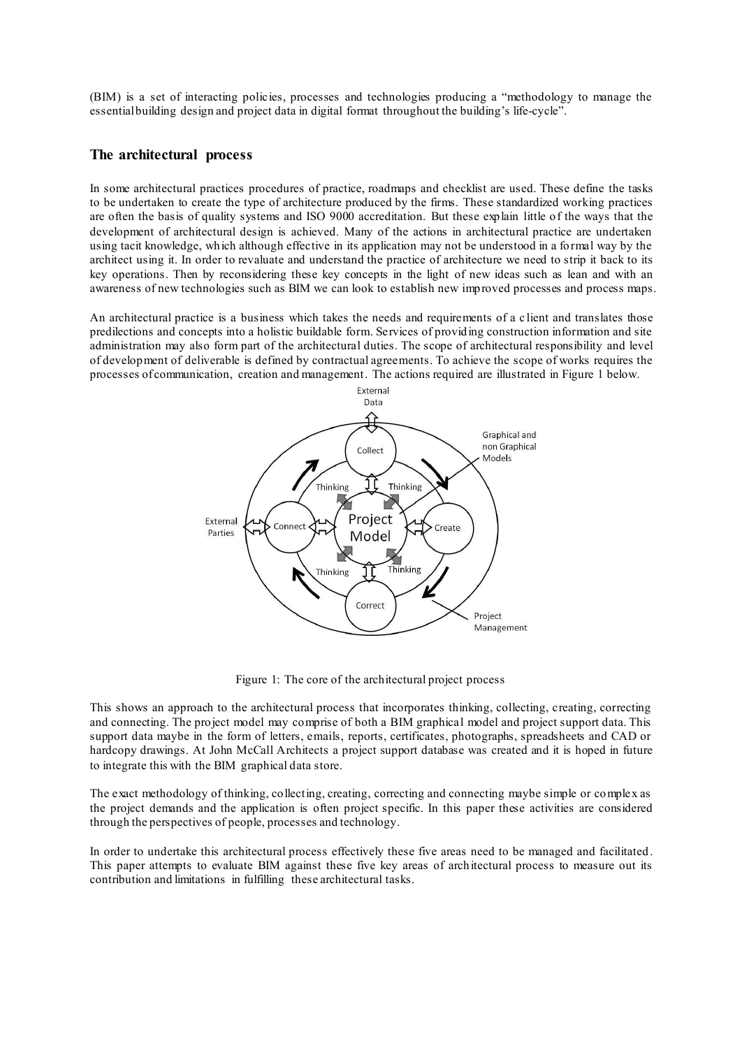(BIM) is a set of interacting policies, processes and technologies producing a "methodology to manage the essential building design and project data in digital format throughout the building's life-cycle".

## The architectural process

In some architectural practices procedures of practice, roadmaps and checklist are used. These define the tasks to be undertaken to create the type of architecture produced by the firms. These standardized working practices are often the basis of quality systems and ISO 9000 accreditation. But these explain little of the ways that the development of architectural design is achieved. Many of the actions in architectural practice are undertaken using tacit knowledge, which although effective in its application may not be understood in a formal way by the architect using it. In order to revaluate and understand the practice of architecture we need to strip it back to its key operations. Then by reconsidering these key concepts in the light of new ideas such as lean and with an awareness of new technologies such as BIM we can look to establish new improved processes and process maps.

An architectural practice is a business which takes the needs and requirements of a client and translates those predilections and concepts into a holistic buildable form. Services of providing construction information and site administration may also form part of the architectural duties. The scope of architectural responsibility and level of development of deliverable is defined by contractual agreements. To achieve the scope of works requires the processes of communication, creation and management. The actions required are illustrated in Figure 1 below.

Figure 1: The core of the architectural project process

This shows an approach to the architectural process that incorporates thinking, collecting, creating, correcting and connecting. The project model may comprise of both a BIM graphical model and project support data. This support data maybe in the form of letters, emails, reports, certificates, photographs, spreadsheets and CAD or hardcopy drawings. At John McCall Architects a project support database was created and it is hoped in future to integrate this with the BIM graphical data store.

The exact methodology of thinking, collecting, creating, correcting and connecting maybe simple or complex as the project demands and the application is often project specific. In this paper these activities are considered through the perspectives of people, processes and technology.

In order to undertake this architectural process effectively these five areas need to be managed and facilitated. This paper attempts to evaluate BIM against these five key areas of architectural process to measure out its contribution and limitations in fulfilling these architectural tasks.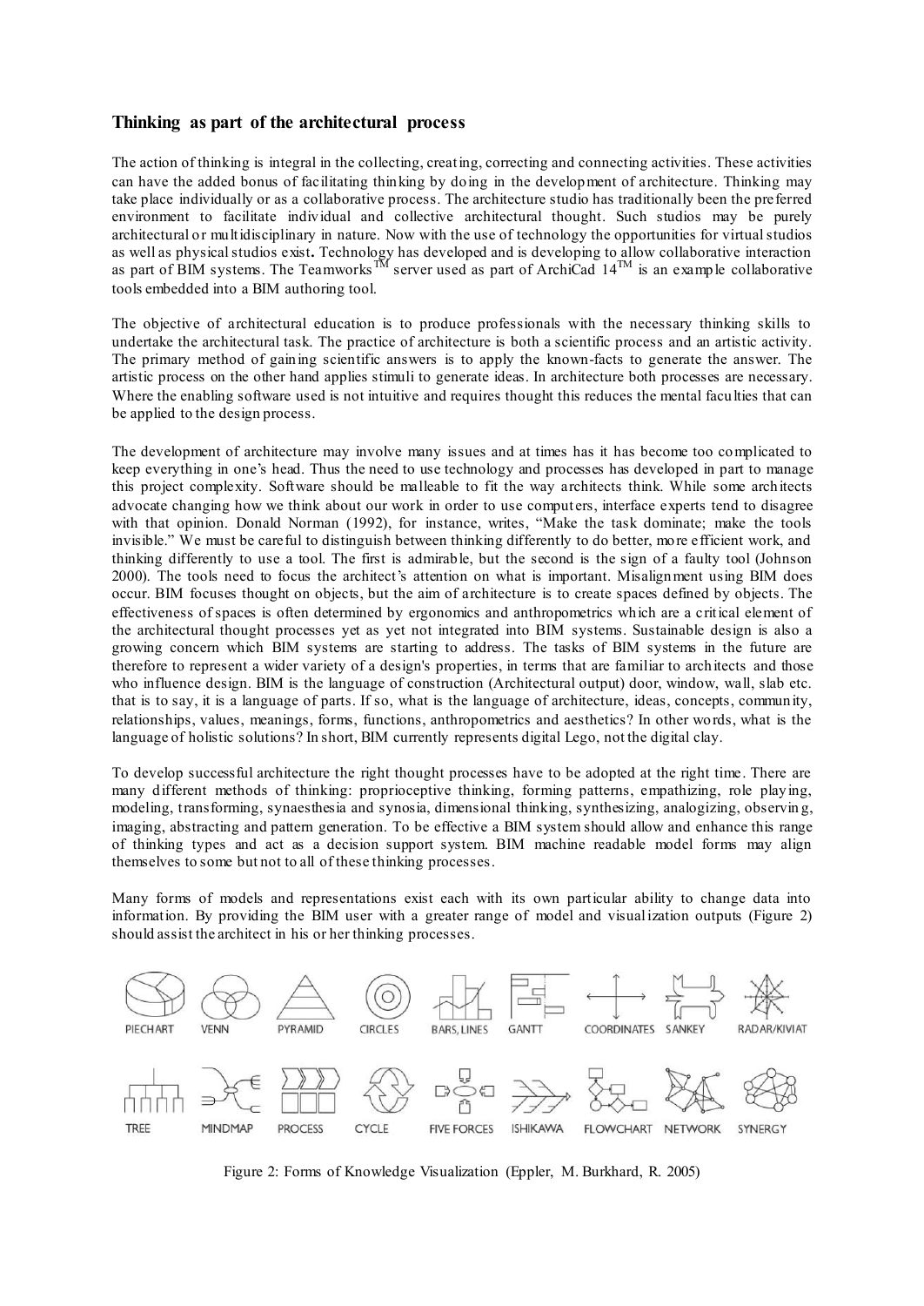## Thinking as part of the architectural process

The action of thinking is integral in the collecting, creating, correcting and connecting activities. These activities can have the added bonus of facilitating thinking by doing in the development of architecture. Thinking may take place individually or as a collaborative process. The architecture studio has traditionally been the preferred environment to facilitate individual and collective architectural thought. Such studios may be purely architectural or multidisciplinary in nature. Now with the use of technology the opportunities for virtual studios as well as physical studios exist**.** Technology has developed and is developing to allow collaborative interaction as part of BIM systems. The Teamworks™ server used as part of ArchiCad 14™ is an example collaborative tools embedded into a BIM authoring tool.

The objective of architectural education is to produce professionals with the necessary thinking skills to undertake the architectural task. The practice of architecture is both a scientific process and an artistic activity. The primary method of gaining scientific answers is to apply the known-facts to generate the answer. The artistic process on the other hand applies stimuli to generate ideas. In architecture both processes are necessary. Where the enabling software used is not intuitive and requires thought this reduces the mental faculties that can be applied to the design process.

The development of architecture may involve many issues and at times has it has become too complicated to keep everything in one's head. Thus the need to use technology and processes has developed in part to manage this project complexity. Software should be malleable to fit the way architects think. While some architects advocate changing how we think about our work in order to use computers, interface experts tend to disagree with that opinion. Donald Norman (1992), for instance, writes, "Make the task dominate; make the tools invisible." We must be careful to distinguish between thinking differently to do better, more efficient work, and thinking differently to use a tool. The first is admirable, but the second is the sign of a faulty tool (Johnson 2000). The tools need to focus the architect's attention on what is important. Misalignment using BIM does occur. BIM focuses thought on objects, but the aim of architecture is to create spaces defined by objects. The effectiveness of spaces is often determined by ergonomics and anthropometrics which are a critical element of the architectural thought processes yet as yet not integrated into BIM systems. Sustainable design is also a growing concern which BIM systems are starting to address. The tasks of BIM systems in the future are therefore to represent a wider variety of a design's properties, in terms that are familiar to architects and those who influence design. BIM is the language of construction (Architectural output) door, window, wall, slab etc. that is to say, it is a language of parts. If so, what is the language of architecture, ideas, concepts, community, relationships, values, meanings, forms, functions, anthropometrics and aesthetics? In other words, what is the language of holistic solutions? In short, BIM currently represents digital Lego, not the digital clay.

To develop successful architecture the right thought processes have to be adopted at the right time. There are many different methods of thinking: proprioceptive thinking, forming patterns, empathizing, role playing, modeling, transforming, synaesthesia and synosia, dimensional thinking, synthesizing, analogizing, observing, imaging, abstracting and pattern generation. To be effective a BIM system should allow and enhance this range of thinking types and act as a decision support system. BIM machine readable model forms may align themselves to some but not to all of these thinking processes.

Many forms of models and representations exist each with its own particular ability to change data into information. By providing the BIM user with a greater range of model and visualization outputs (Figure 2) should assist the architect in his or her thinking processes.

Figure 2: Forms of Knowledge Visualization (Eppler, M. Burkhard, R. 2005)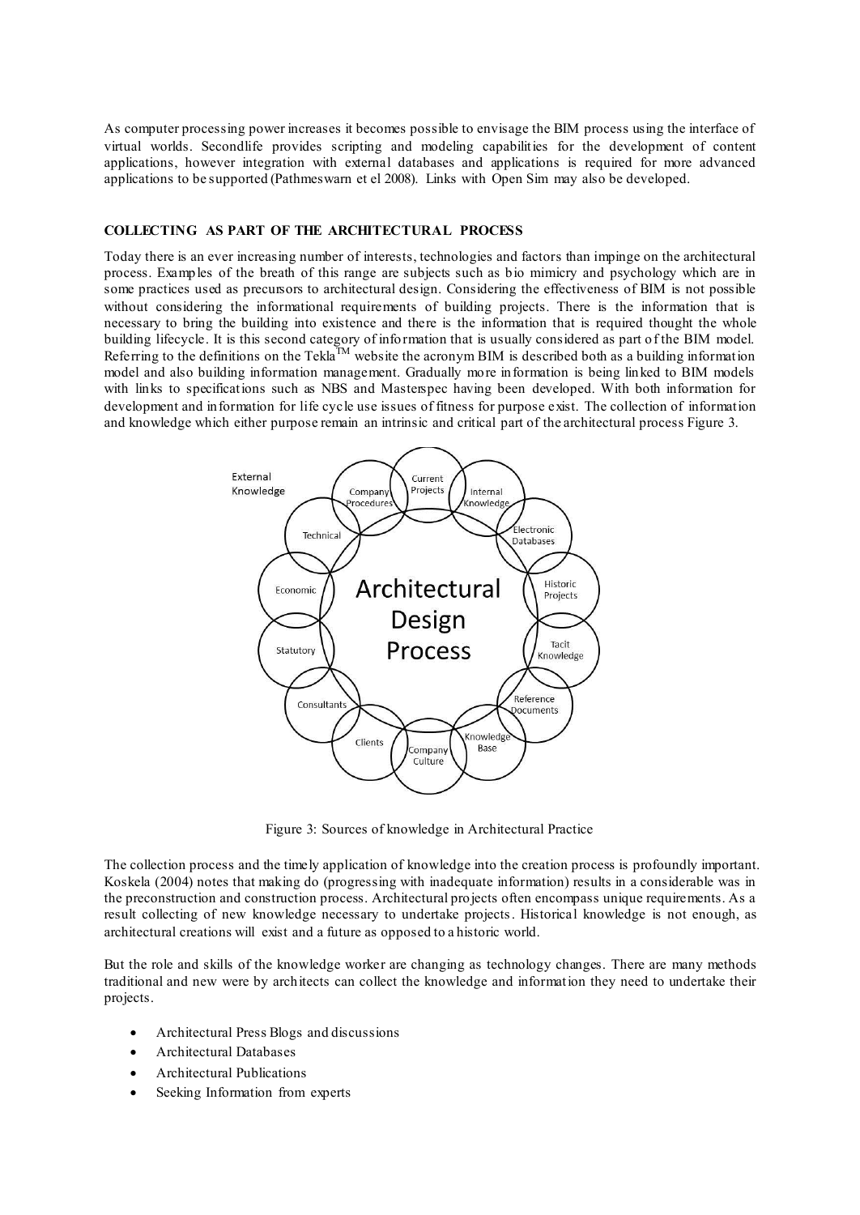As computer processing power increases it becomes possible to envisage the BIM process using the interface of virtual worlds. Secondlife provides scripting and modeling capabilities for the development of content applications, however integration with external databases and applications is required for more advanced applications to be supported (Pathmeswarn et el 2008). Links with Open Sim may also be developed.

## COLLECTING AS PART OF THE ARCHITECTURAL PROCESS

Today there is an ever increasing number of interests, technologies and factors than impinge on the architectural process. Examples of the breath of this range are subjects such as bio mimicry and psychology which are in some practices used as precursors to architectural design. Considering the effectiveness of BIM is not possible without considering the informational requirements of building projects. There is the information that is necessary to bring the building into existence and there is the information that is required thought the whole building lifecycle. It is this second category of information that is usually considered as part of the BIM model. Referring to the definitions on the Tekla™ website the acronym BIM is described both as a building information model and also building information management. Gradually more information is being linked to BIM models with links to specifications such as NBS and Masterspec having been developed. With both information for development and information for life cycle use issues of fitness for purpose exist. The collection of information and knowledge which either purpose remain an intrinsic and critical part of the architectural process Figure 3.

Figure 3: Sources of knowledge in Architectural Practice

The collection process and the timely application of knowledge into the creation process is profoundly important. Koskela (2004) notes that making do (progressing with inadequate information) results in a considerable was in the preconstruction and construction process. Architectural projects often encompass unique requirements. As a result collecting of new knowledge necessary to undertake projects. Historical knowledge is not enough, as architectural creations will exist and a future as opposed to a historic world.

But the role and skills of the knowledge worker are changing as technology changes. There are many methods traditional and new were by architects can collect the knowledge and information they need to undertake their projects.

- Architectural Press Blogs and discussions
- Architectural Databases
- Architectural Publications
- Seeking Information from experts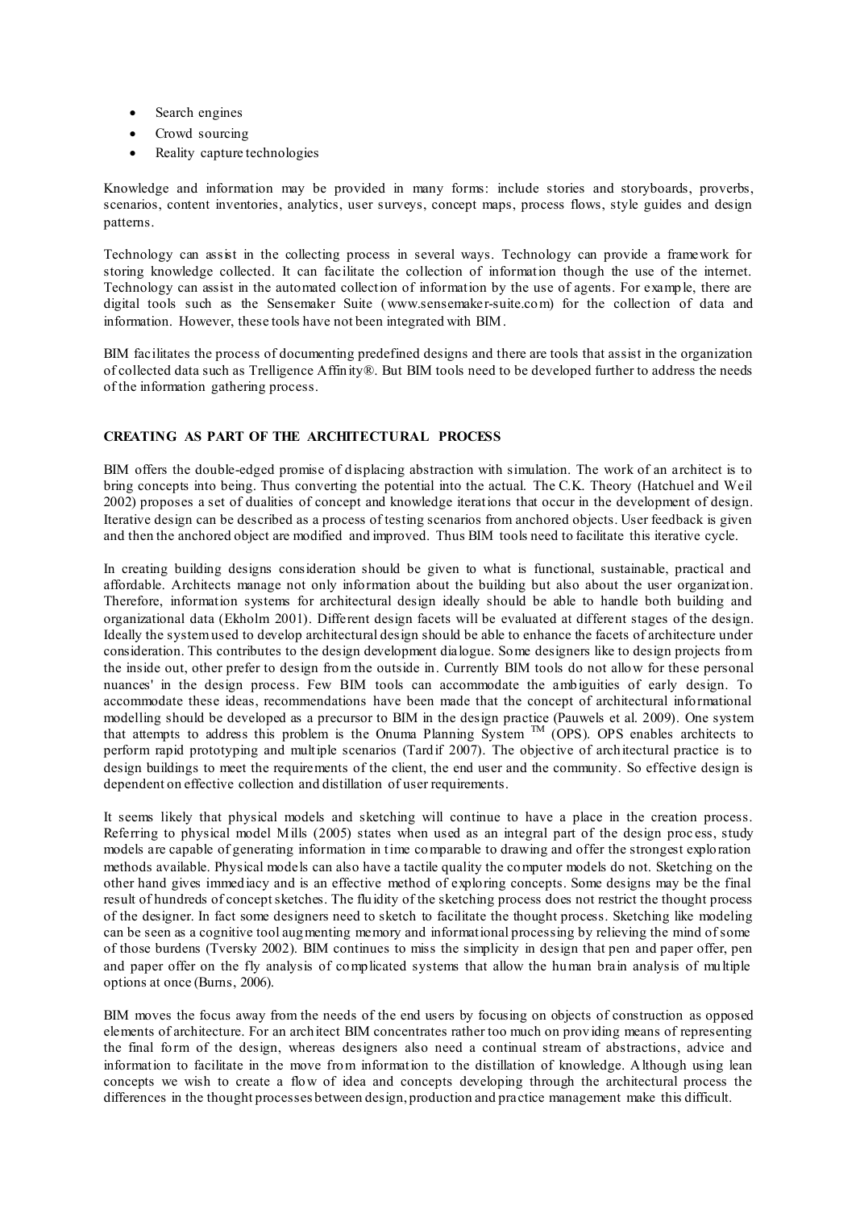- Search engines
- Crowd sourcing
- Reality capture technologies

Knowledge and information may be provided in many forms: include stories and storyboards, proverbs, scenarios, content inventories, analytics, user surveys, concept maps, process flows, style guides and design patterns.

Technology can assist in the collecting process in several ways. Technology can provide a framework for storing knowledge collected. It can facilitate the collection of information though the use of the internet. Technology can assist in the automated collection of information by the use of agents. For example, there are digital tools such as the Sensemaker Suite (www.sensemaker-suite.com) for the collection of data and information. However, these tools have not been integrated with BIM.

BIM facilitates the process of documenting predefined designs and there are tools that assist in the organization of collected data such as Trelligence Affinity®. But BIM tools need to be developed further to address the needs of the information gathering process.

## CREATING AS PART OF THE ARCHITECTURAL PROCESS

BIM offers the double-edged promise of displacing abstraction with simulation. The work of an architect is to bring concepts into being. Thus converting the potential into the actual. The C.K. Theory (Hatchuel and Weil 2002) proposes a set of dualities of concept and knowledge iterations that occur in the development of design. Iterative design can be described as a process of testing scenarios from anchored objects. User feedback is given and then the anchored object are modified and improved. Thus BIM tools need to facilitate this iterative cycle.

In creating building designs consideration should be given to what is functional, sustainable, practical and affordable. Architects manage not only information about the building but also about the user organization. Therefore, information systems for architectural design ideally should be able to handle both building and organizational data (Ekholm 2001). Different design facets will be evaluated at different stages of the design. Ideally the system used to develop architectural design should be able to enhance the facets of architecture under consideration. This contributes to the design development dialogue. Some designers like to design projects from the inside out, other prefer to design from the outside in. Currently BIM tools do not allow for these personal nuances' in the design process. Few BIM tools can accommodate the ambiguities of early design. To accommodate these ideas, recommendations have been made that the concept of architectural informational modelling should be developed as a precursor to BIM in the design practice (Pauwels et al. 2009). One system that attempts to address this problem is the Onuma Planning System ™ (OPS). OPS enables architects to perform rapid prototyping and multiple scenarios (Tardif 2007). The objective of architectural practice is to design buildings to meet the requirements of the client, the end user and the community. So effective design is dependent on effective collection and distillation of user requirements.

It seems likely that physical models and sketching will continue to have a place in the creation process. Referring to physical model Mills (2005) states when used as an integral part of the design process, study models are capable of generating information in time comparable to drawing and offer the strongest exploration methods available. Physical models can also have a tactile quality the computer models do not. Sketching on the other hand gives immediacy and is an effective method of exploring concepts. Some designs may be the final result of hundreds of concept sketches. The fluidity of the sketching process does not restrict the thought process of the designer. In fact some designers need to sketch to facilitate the thought process. Sketching like modeling can be seen as a cognitive tool augmenting memory and informational processing by relieving the mind of some of those burdens (Tversky 2002). BIM continues to miss the simplicity in design that pen and paper offer, pen and paper offer on the fly analysis of complicated systems that allow the human brain analysis of multiple options at once (Burns, 2006).

BIM moves the focus away from the needs of the end users by focusing on objects of construction as opposed elements of architecture. For an architect BIM concentrates rather too much on providing means of representing the final form of the design, whereas designers also need a continual stream of abstractions, advice and information to facilitate in the move from information to the distillation of knowledge. Although using lean concepts we wish to create a flow of idea and concepts developing through the architectural process the differences in the thought processes between design, production and practice management make this difficult.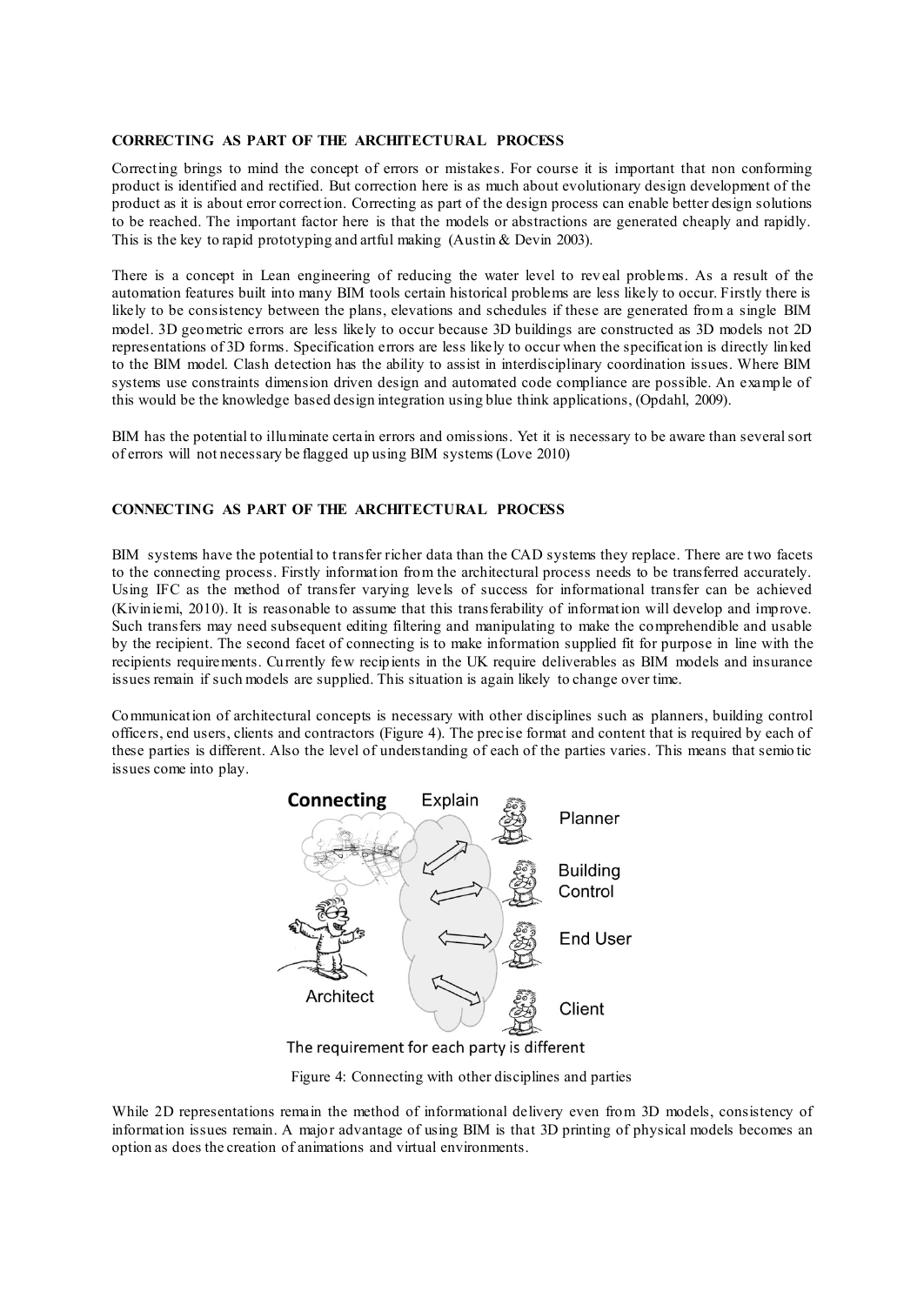## CORRECTING AS PART OF THE ARCHITECTURAL PROCESS

Correcting brings to mind the concept of errors or mistakes. For course it is important that non conforming product is identified and rectified. But correction here is as much about evolutionary design development of the product as it is about error correction. Correcting as part of the design process can enable better design solutions to be reached. The important factor here is that the models or abstractions are generated cheaply and rapidly. This is the key to rapid prototyping and artful making (Austin & Devin 2003).

There is a concept in Lean engineering of reducing the water level to reveal problems. As a result of the automation features built into many BIM tools certain historical problems are less likely to occur. Firstly there is likely to be consistency between the plans, elevations and schedules if these are generated from a single BIM model. 3D geometric errors are less likely to occur because 3D buildings are constructed as 3D models not 2D representations of 3D forms. Specification errors are less likely to occur when the specification is directly linked to the BIM model. Clash detection has the ability to assist in interdisciplinary coordination issues. Where BIM systems use constraints dimension driven design and automated code compliance are possible. An example of this would be the knowledge based design integration using blue think applications, (Opdahl, 2009).

BIM has the potential to illuminate certain errors and omissions. Yet it is necessary to be aware than several sort of errors will not necessary be flagged up using BIM systems (Love 2010)

## CONNECTING AS PART OF THE ARCHITECTURAL PROCESS

BIM systems have the potential to transfer richer data than the CAD systems they replace. There are two facets to the connecting process. Firstly information from the architectural process needs to be transferred accurately. Using IFC as the method of transfer varying levels of success for informational transfer can be achieved (Kiviniemi, 2010). It is reasonable to assume that this transferability of information will develop and improve. Such transfers may need subsequent editing filtering and manipulating to make the comprehendible and usable by the recipient. The second facet of connecting is to make information supplied fit for purpose in line with the recipients requirements. Currently few recipients in the UK require deliverables as BIM models and insurance issues remain if such models are supplied. This situation is again likely to change over time.

Communication of architectural concepts is necessary with other disciplines such as planners, building control officers, end users, clients and contractors (Figure 4). The precise format and content that is required by each of these parties is different. Also the level of understanding of each of the parties varies. This means that semiotic issues come into play.

Figure 4: Connecting with other disciplines and parties

While 2D representations remain the method of informational delivery even from 3D models, consistency of information issues remain. A major advantage of using BIM is that 3D printing of physical models becomes an option as does the creation of animations and virtual environments.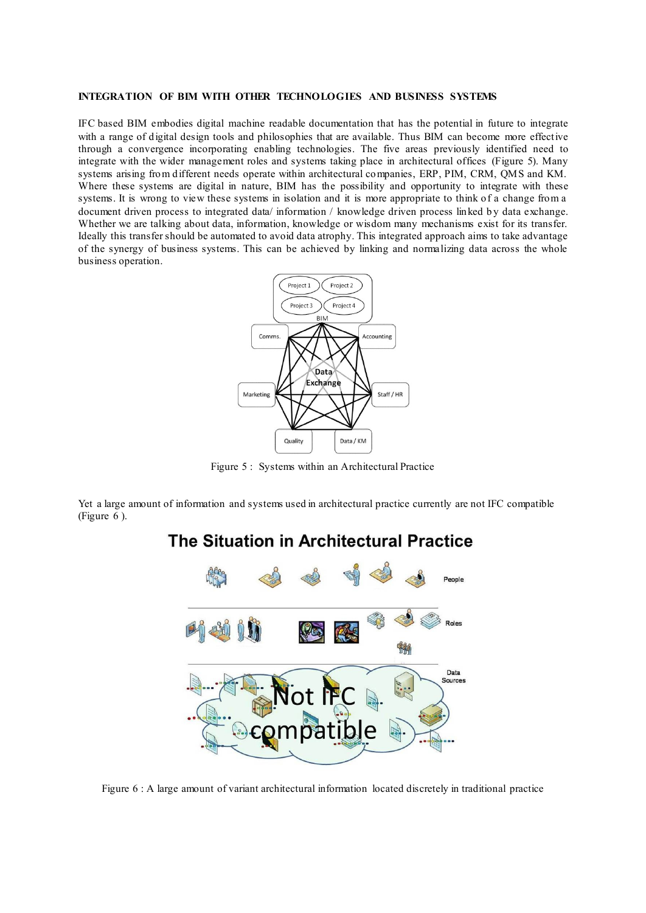**INTEGRATION OF BIM WITH OTHER TECHNOLOGIES AND BUSINESS SYSTEMS**

IFC based BIM embodies digital machine readable documentation that has the potential in future to integrate with a range of digital design tools and philosophies that are available. Thus BIM can become more effective through a convergence incorporating enabling technologies. The five areas previously identified need to integrate with the wider management roles and systems taking place in architectural offices (Figure 5). Many systems arising from different needs operate within architectural companies, ERP, PIM, CRM, QMS and KM. Where these systems are digital in nature, BIM has the possibility and opportunity to integrate with these systems. It is wrong to view these systems in isolation and it is more appropriate to think of a change from a document driven process to integrated data/ information / knowledge driven process linked by data exchange. Whether we are talking about data, information, knowledge or wisdom many mechanisms exist for its transfer. Ideally this transfer should be automated to avoid data atrophy. This integrated approach aims to take advantage of the synergy of business systems. This can be achieved by linking and normalizing data across the whole business operation.

Figure 5 : Systems within an Architectural Practice

Yet a large amount of information and systems used in architectural practice currently are not IFC compatible (Figure 6 ).

Figure 6 : A large amount of variant architectural information located discretely in traditional practice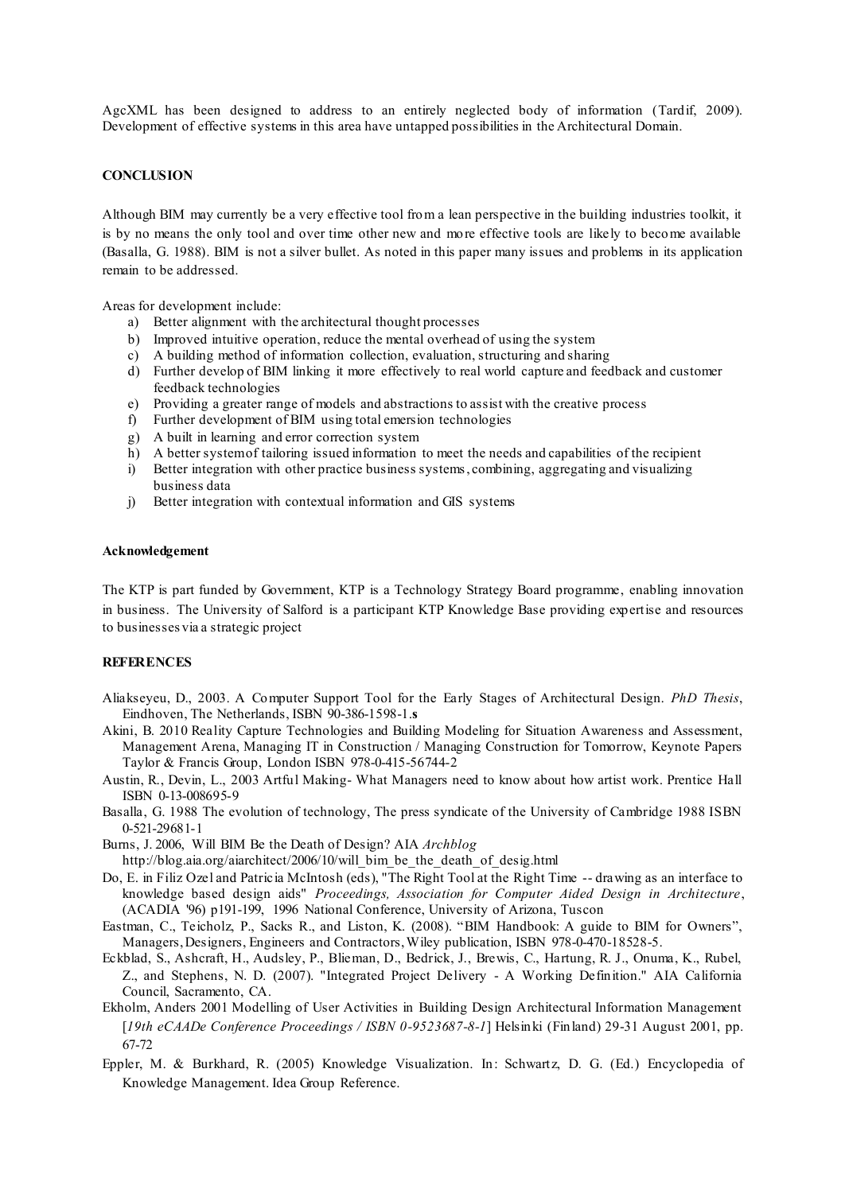AgcXML has been designed to address to an entirely neglected body of information (Tardif, 2009). Development of effective systems in this area have untapped possibilities in the Architectural Domain.

## CONCLUSION

Although BIM may currently be a very effective tool from a lean perspective in the building industries toolkit, it is by no means the only tool and over time other new and more effective tools are likely to become available (Basalla, G. 1988). BIM is not a silver bullet. As noted in this paper many issues and problems in its application remain to be addressed.

Areas for development include:

a) Better alignment with the architectural thought processes
b) Improved intuitive operation, reduce the mental overhead of using the system
c) A building method of information collection, evaluation, structuring and sharing
d) Further develop of BIM linking it more effectively to real world capture and feedback and customer feedback technologies
e) Providing a greater range of models and abstractions to assist with the creative process
f) Further development of BIM using total emersion technologies
g) A built in learning and error correction system
h) A better system of tailoring issued information to meet the needs and capabilities of the recipient
i) Better integration with other practice business systems, combining, aggregating and visualizing business data
j) Better integration with contextual information and GIS systems

### Acknowledgement

The KTP is part funded by Government, KTP is a Technology Strategy Board programme, enabling innovation in business. The University of Salford is a participant KTP Knowledge Base providing expertise and resources to businesses via a strategic project

## REFERENCES

Aliakseyeu, D., 2003. A Computer Support Tool for the Early Stages of Architectural Design. *PhD Thesis*, Eindhoven, The Netherlands, ISBN 90-386-1598-1.**s**

Akini, B. 2010 Reality Capture Technologies and Building Modeling for Situation Awareness and Assessment, Management Arena, Managing IT in Construction / Managing Construction for Tomorrow, Keynote Papers Taylor & Francis Group, London ISBN 978-0-415-56744-2

Austin, R., Devin, L., 2003 Artful Making- What Managers need to know about how artist work. Prentice Hall ISBN 0-13-008695-9

Basalla, G. 1988 The evolution of technology, The press syndicate of the University of Cambridge 1988 ISBN 0-521-29681-1

Burns, J. 2006, Will BIM Be the Death of Design? AIA *Archblog* http://blog.aia.org/aiarchitect/2006/10/will_bim_be_the_death_of_desig.html

Do, E. in Filiz Ozel and Patricia McIntosh (eds), "The Right Tool at the Right Time -- drawing as an interface to knowledge based design aids" *Proceedings, Association for Computer Aided Design in Architecture*, (ACADIA '96) p191-199, 1996 National Conference, University of Arizona, Tuscon

Eastman, C., Teicholz, P., Sacks R., and Liston, K. (2008). "BIM Handbook: A guide to BIM for Owners", Managers, Designers, Engineers and Contractors, Wiley publication, ISBN 978-0-470-18528-5.

Eckblad, S., Ashcraft, H., Audsley, P., Blieman, D., Bedrick, J., Brewis, C., Hartung, R. J., Onuma, K., Rubel, Z., and Stephens, N. D. (2007). "Integrated Project Delivery - A Working Definition." AIA California Council, Sacramento, CA.

Ekholm, Anders 2001 Modelling of User Activities in Building Design Architectural Information Management [*19th eCAADe Conference Proceedings / ISBN 0-9523687-8-1*] Helsinki (Finland) 29-31 August 2001, pp. 67-72

Eppler, M. & Burkhard, R. (2005) Knowledge Visualization. In: Schwartz, D. G. (Ed.) Encyclopedia of Knowledge Management. Idea Group Reference.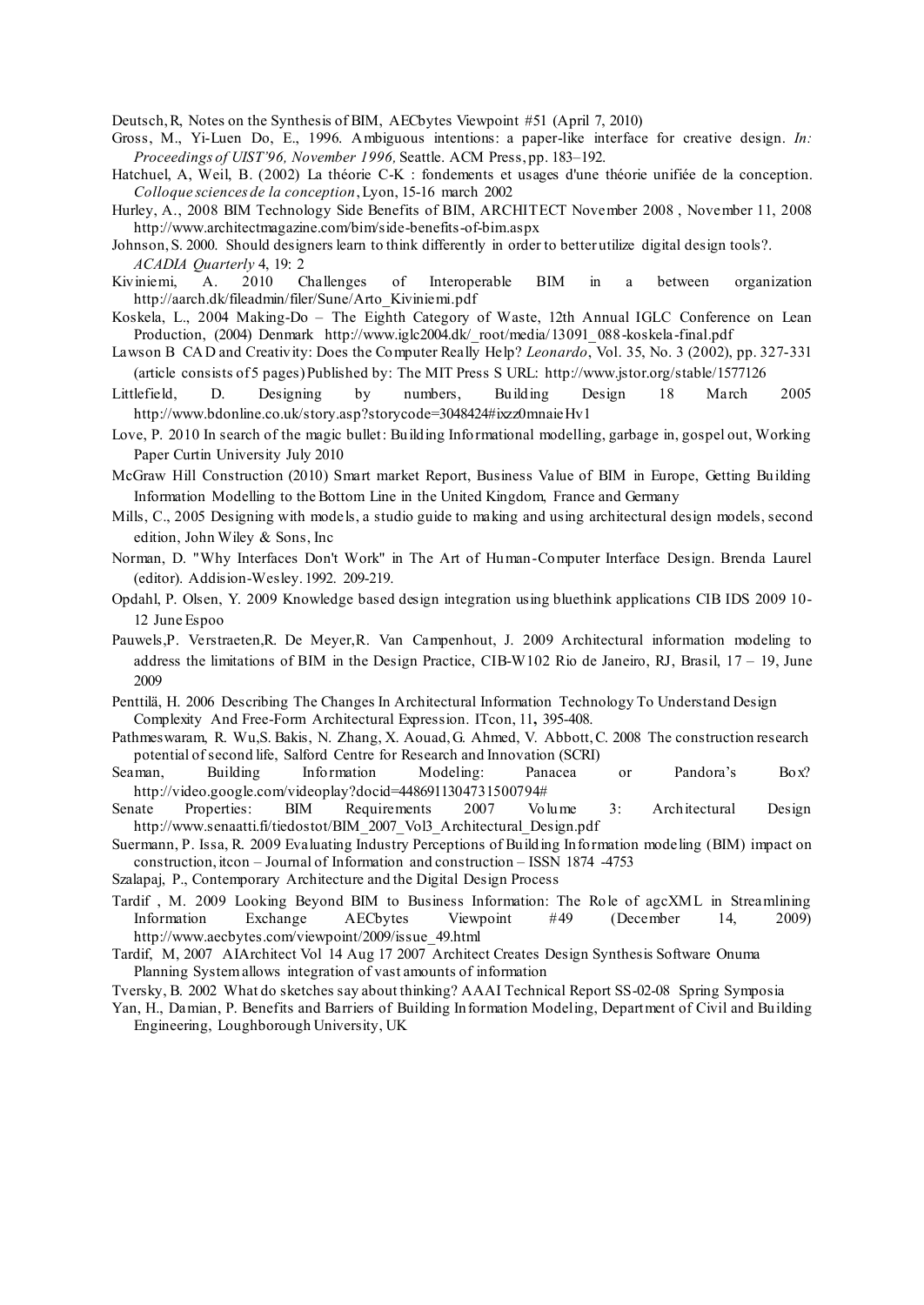Deutsch, R, Notes on the Synthesis of BIM, AECbytes Viewpoint #51 (April 7, 2010)

Gross, M., Yi-Luen Do, E., 1996. Ambiguous intentions: a paper-like interface for creative design. *In: Proceedings of UIST'96, November 1996,* Seattle. ACM Press, pp. 183–192.

Hatchuel, A, Weil, B. (2002) La théorie C-K : fondements et usages d'une théorie unifiée de la conception. *Colloque sciences de la conception*, Lyon, 15-16 march 2002

Hurley, A., 2008 BIM Technology Side Benefits of BIM, ARCHITECT November 2008 , November 11, 2008 http://www.architectmagazine.com/bim/side-benefits-of-bim.aspx

Johnson, S. 2000. Should designers learn to think differently in order to better utilize digital design tools?. *ACADIA Quarterly* 4, 19: 2

Kiviniemi, A. 2010 Challenges of Interoperable BIM in a between organization http://aarch.dk/fileadmin/filer/Sune/Arto_Kiviniemi.pdf

Koskela, L., 2004 Making-Do – The Eighth Category of Waste, 12th Annual IGLC Conference on Lean Production, (2004) Denmark http://www.iglc2004.dk/_root/media/13091_088-koskela-final.pdf

Lawson B CAD and Creativity: Does the Computer Really Help? *Leonardo*, Vol. 35, No. 3 (2002), pp. 327-331 (article consists of 5 pages) Published by: The MIT Press S URL: http://www.jstor.org/stable/1577126

Littlefield, D. Designing by numbers, Building Design 18 March 2005 http://www.bdonline.co.uk/story.asp?storycode=3048424#ixzz0mnaieHv1

Love, P. 2010 In search of the magic bullet: Building Informational modelling, garbage in, gospel out, Working Paper Curtin University July 2010

McGraw Hill Construction (2010) Smart market Report, Business Value of BIM in Europe, Getting Building Information Modelling to the Bottom Line in the United Kingdom, France and Germany

Mills, C., 2005 Designing with models, a studio guide to making and using architectural design models, second edition, John Wiley & Sons, Inc

Norman, D. "Why Interfaces Don't Work" in The Art of Human-Computer Interface Design. Brenda Laurel (editor). Addision-Wesley. 1992. 209-219.

Opdahl, P. Olsen, Y. 2009 Knowledge based design integration using bluethink applications CIB IDS 2009 10-12 June Espoo

Pauwels,P. Verstraeten,R. De Meyer,R. Van Campenhout, J. 2009 Architectural information modeling to address the limitations of BIM in the Design Practice, CIB-W102 Rio de Janeiro, RJ, Brasil, 17 – 19, June 2009

Penttilä, H. 2006 Describing The Changes In Architectural Information Technology To Understand Design Complexity And Free-Form Architectural Expression. ITcon, 11**,** 395-408.

Pathmeswaram, R. Wu,S. Bakis, N. Zhang, X. Aouad, G. Ahmed, V. Abbott, C. 2008 The construction research potential of second life, Salford Centre for Research and Innovation (SCRI)

Seaman, Building Information Modeling: Panacea or Pandora's Box? http://video.google.com/videoplay?docid=4486911304731500794#

Senate Properties: BIM Requirements 2007 Volume 3: Architectural Design http://www.senaatti.fi/tiedostot/BIM_2007_Vol3_Architectural_Design.pdf

Suermann, P. Issa, R. 2009 Evaluating Industry Perceptions of Building Information modeling (BIM) impact on construction, itcon – Journal of Information and construction – ISSN 1874 -4753

Szalapaj, P., Contemporary Architecture and the Digital Design Process

Tardif , M. 2009 Looking Beyond BIM to Business Information: The Role of agcXML in Streamlining Information Exchange AECbytes Viewpoint #49 (December 14, 2009) http://www.aecbytes.com/viewpoint/2009/issue_49.html

Tardif, M, 2007 AIArchitect Vol 14 Aug 17 2007 Architect Creates Design Synthesis Software Onuma Planning System allows integration of vast amounts of information

Tversky, B. 2002 What do sketches say about thinking? AAAI Technical Report SS-02-08 Spring Symposia

Yan, H., Damian, P. Benefits and Barriers of Building Information Modeling, Department of Civil and Building Engineering, Loughborough University, UK